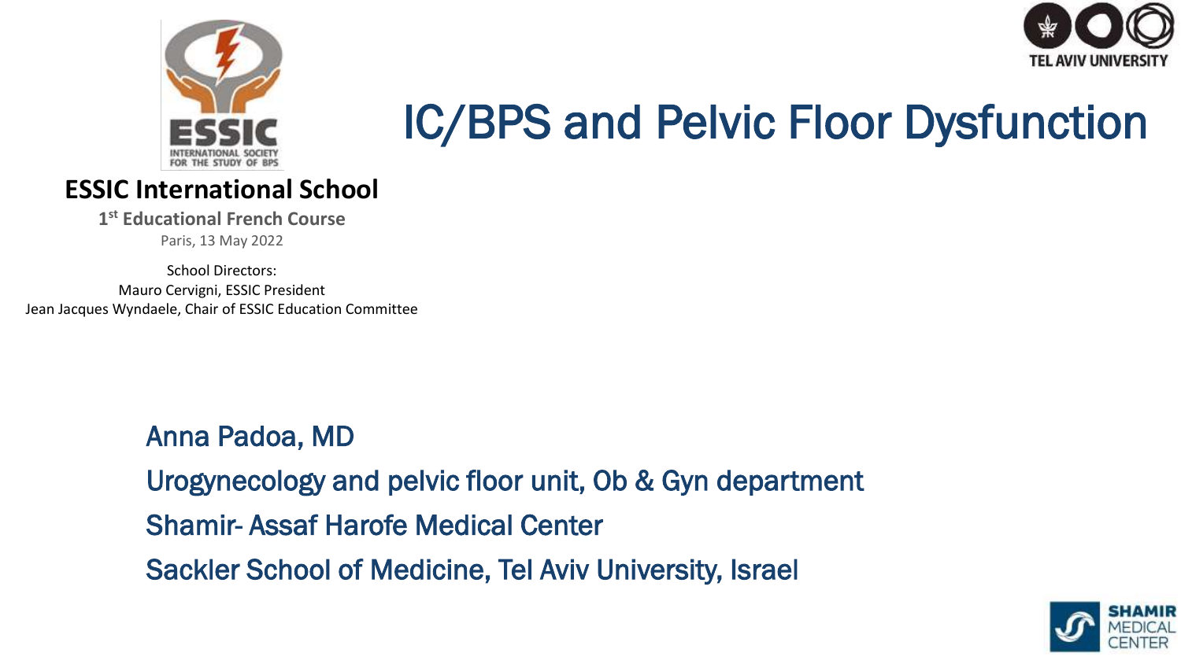# IC/BPS and Pelvic Floor Dysfunction

**ESSIC International School**

**1st Educational French Course**

Paris, 13 May 2022

School Directors:
Mauro Cervigni, ESSIC President
Jean Jacques Wyndaele, Chair of ESSIC Education Committee

Anna Padoa, MD

Urogynecology and pelvic floor unit, Ob & Gyn department

Shamir- Assaf Harofe Medical Center

Sackler School of Medicine, Tel Aviv University, Israel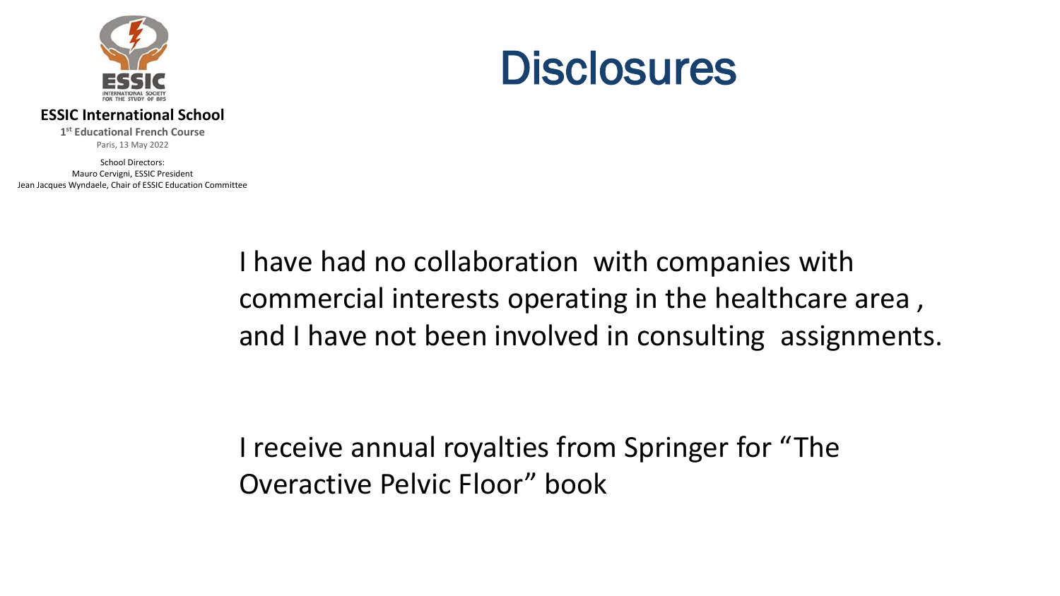ESSIC INTERNATIONAL SOCIETY FOR THE STUDY OF BPS

**ESSIC International School**

**1st Educational French Course**

Paris, 13 May 2022

School Directors:
Mauro Cervigni, ESSIC President
Jean Jacques Wyndaele, Chair of ESSIC Education Committee

# Disclosures

I have had no collaboration with companies with commercial interests operating in the healthcare area , and I have not been involved in consulting assignments.

I receive annual royalties from Springer for "The Overactive Pelvic Floor" book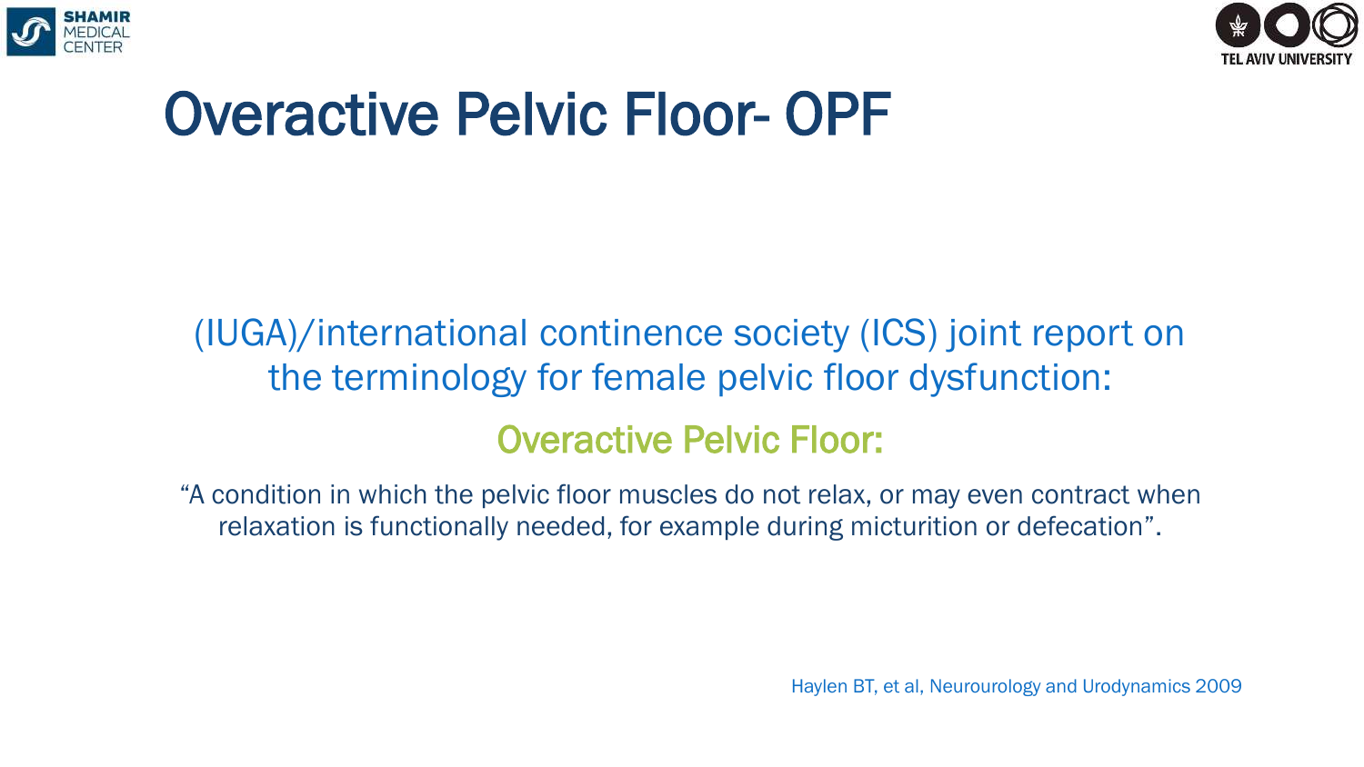# Overactive Pelvic Floor- OPF

(IUGA)/international continence society (ICS) joint report on the terminology for female pelvic floor dysfunction:

## Overactive Pelvic Floor:

"A condition in which the pelvic floor muscles do not relax, or may even contract when relaxation is functionally needed, for example during micturition or defecation".

Haylen BT, et al, Neurourology and Urodynamics 2009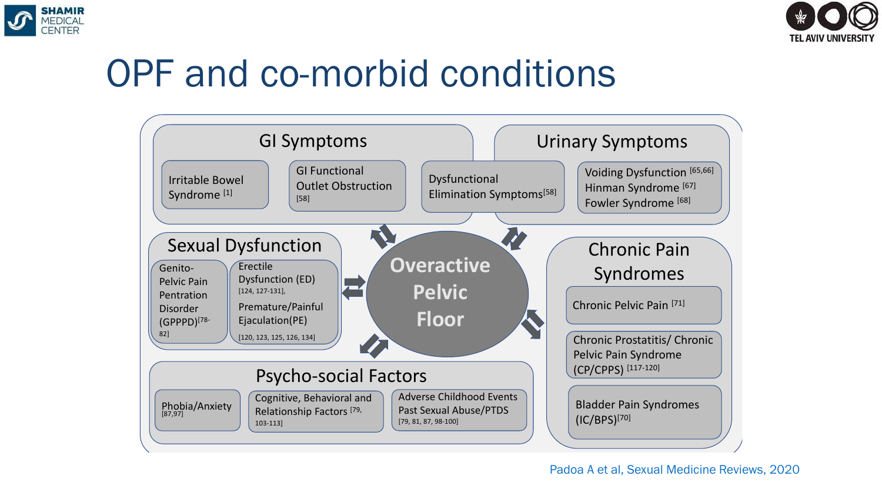# OPF and co-morbid conditions

## GI Symptoms
- Irritable Bowel Syndrome [1]
- GI Functional Outlet Obstruction [58]
- Dysfunctional Elimination Symptoms[58]

## Urinary Symptoms
- Dysfunctional Elimination Symptoms[58]
- Voiding Dysfunction [65,66]
- Hinman Syndrome [67]
- Fowler Syndrome [68]

## Sexual Dysfunction
- Genito-Pelvic Pain Pentration Disorder (GPPPD)[78-82]
- Erectile Dysfunction (ED) [124, 127-131],
- Premature/Painful Ejaculation(PE) [120, 123, 125, 126, 134]

## Overactive Pelvic Floor

## Chronic Pain Syndromes
- Chronic Pelvic Pain [71]
- Chronic Prostatitis/ Chronic Pelvic Pain Syndrome (CP/CPPS) [117-120]
- Bladder Pain Syndromes (IC/BPS)[70]

## Psycho-social Factors
- Phobia/Anxiety [87,97]
- Cognitive, Behavioral and Relationship Factors [79, 103-113]
- Adverse Childhood Events Past Sexual Abuse/PTDS [79, 81, 87, 98-100]

Padoa A et al, Sexual Medicine Reviews, 2020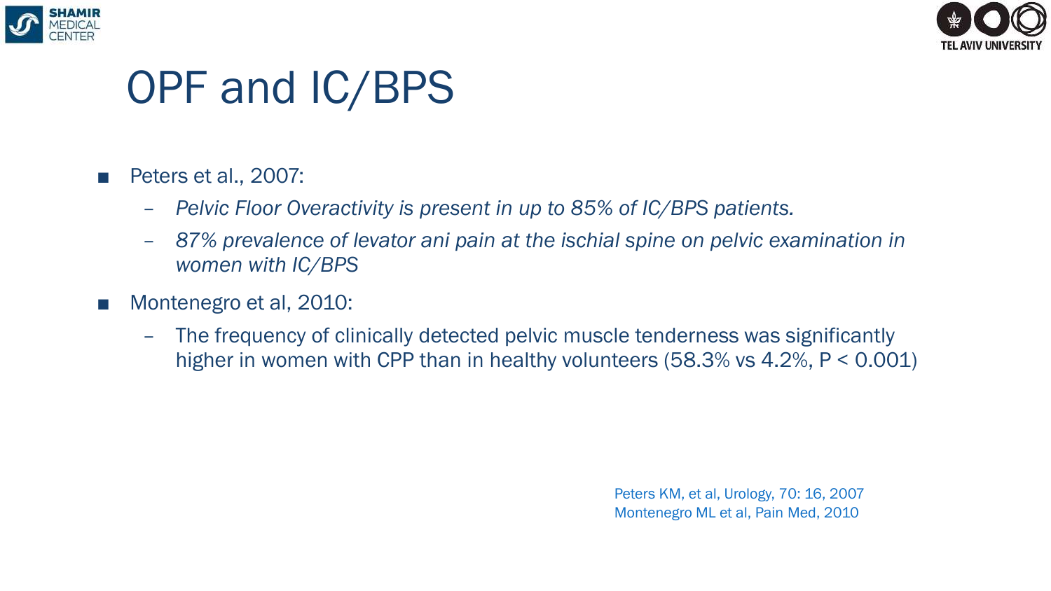# OPF and IC/BPS

- Peters et al., 2007:
  - *Pelvic Floor Overactivity is present in up to 85% of IC/BPS patients.*
  - *87% prevalence of levator ani pain at the ischial spine on pelvic examination in women with IC/BPS*
- Montenegro et al, 2010:
  - The frequency of clinically detected pelvic muscle tenderness was significantly higher in women with CPP than in healthy volunteers (58.3% vs 4.2%, $P < 0.001$)

Peters KM, et al, Urology, 70: 16, 2007
Montenegro ML et al, Pain Med, 2010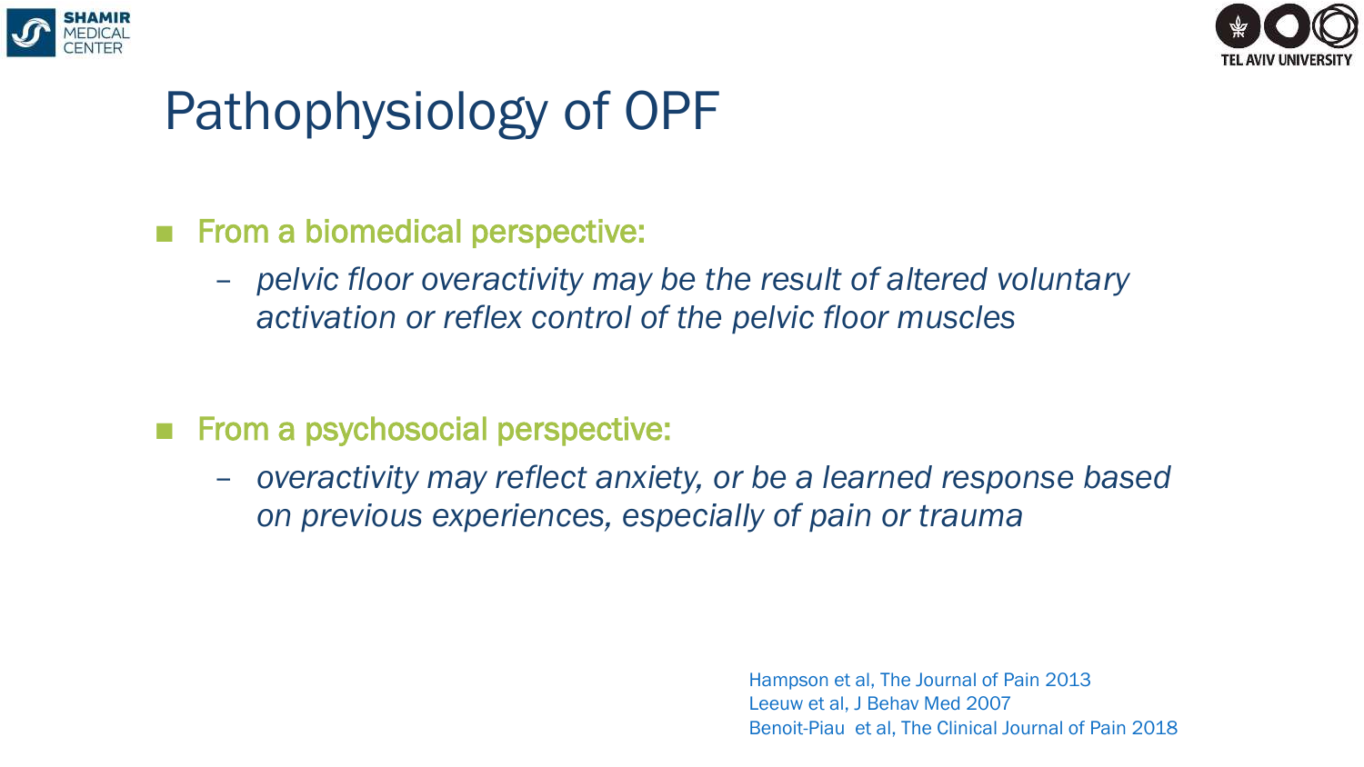# Pathophysiology of OPF

- From a biomedical perspective:
  - *pelvic floor overactivity may be the result of altered voluntary activation or reflex control of the pelvic floor muscles*

- From a psychosocial perspective:
  - *overactivity may reflect anxiety, or be a learned response based on previous experiences, especially of pain or trauma*

Hampson et al, The Journal of Pain 2013
Leeuw et al, J Behav Med 2007
Benoit-Piau et al, The Clinical Journal of Pain 2018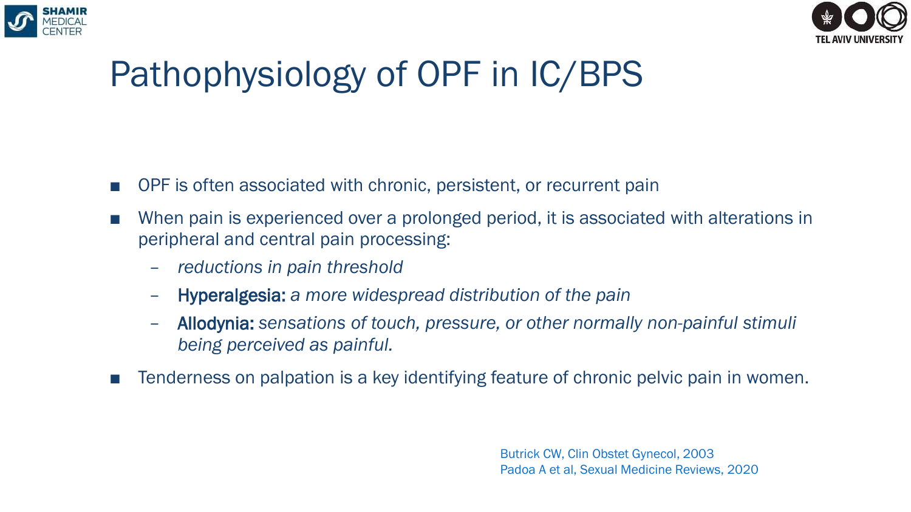# Pathophysiology of OPF in IC/BPS

- OPF is often associated with chronic, persistent, or recurrent pain
- When pain is experienced over a prolonged period, it is associated with alterations in peripheral and central pain processing:
  - *reductions in pain threshold*
  - **Hyperalgesia:** *a more widespread distribution of the pain*
  - **Allodynia:** *sensations of touch, pressure, or other normally non-painful stimuli being perceived as painful.*
- Tenderness on palpation is a key identifying feature of chronic pelvic pain in women.

Butrick CW, Clin Obstet Gynecol, 2003
Padoa A et al, Sexual Medicine Reviews, 2020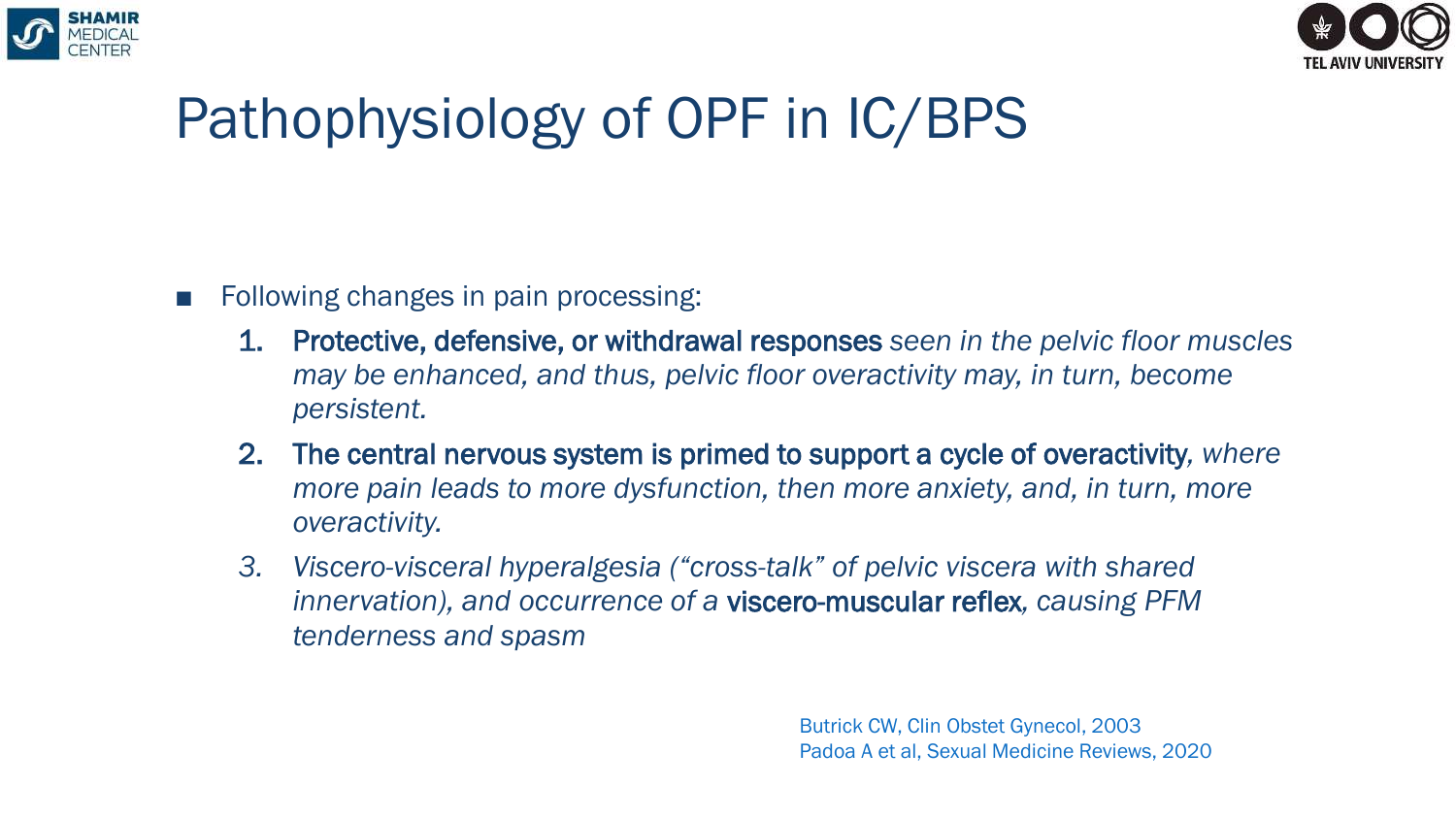# Pathophysiology of OPF in IC/BPS

- Following changes in pain processing:
  1. **Protective, defensive, or withdrawal responses** *seen in the pelvic floor muscles may be enhanced, and thus, pelvic floor overactivity may, in turn, become persistent.*
  2. **The central nervous system is primed to support a cycle of overactivity**, *where more pain leads to more dysfunction, then more anxiety, and, in turn, more overactivity.*
  3. *Viscero-visceral hyperalgesia ("cross-talk" of pelvic viscera with shared innervation), and occurrence of a* **viscero-muscular reflex**, *causing PFM tenderness and spasm*

Butrick CW, Clin Obstet Gynecol, 2003
Padoa A et al, Sexual Medicine Reviews, 2020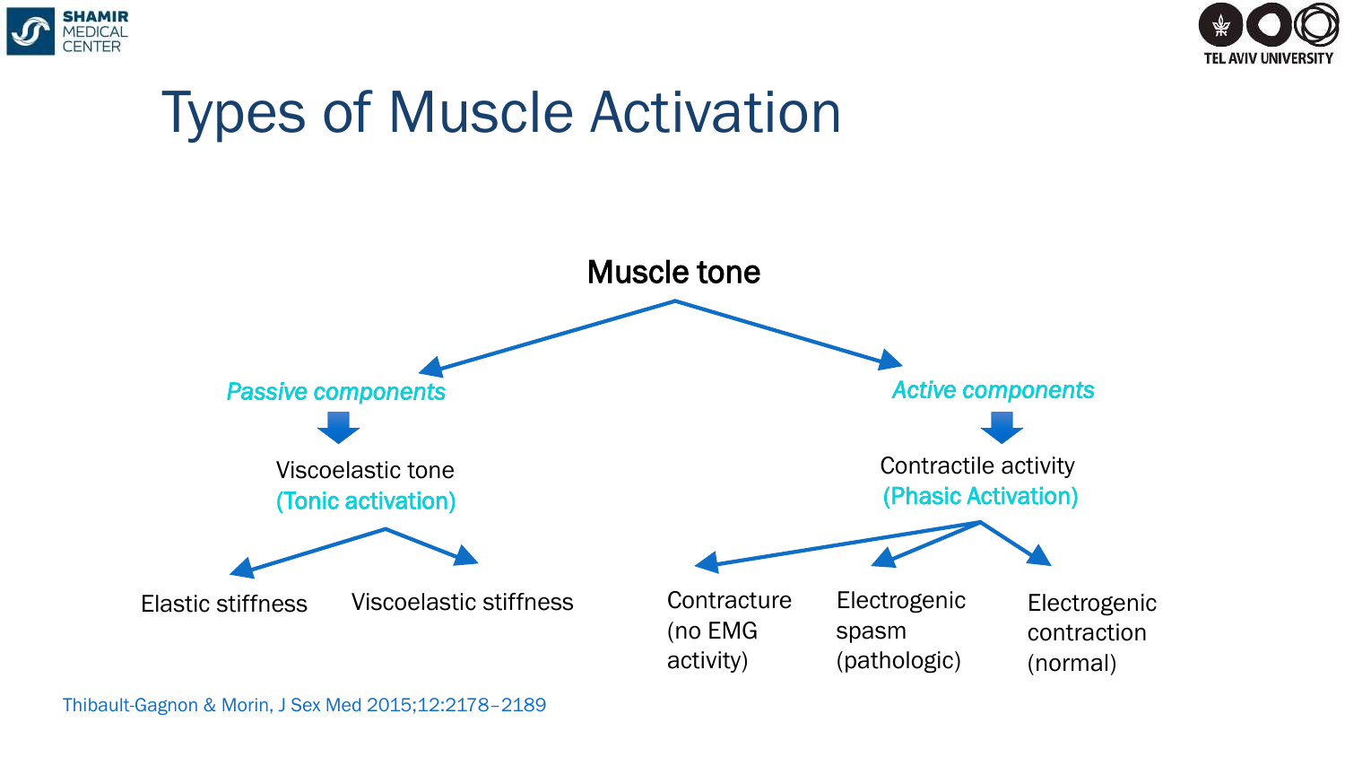# Types of Muscle Activation

**Muscle tone**

- *Passive components*
  - Viscoelastic tone (Tonic activation)
    - Elastic stiffness
    - Viscoelastic stiffness
- *Active components*
  - Contractile activity (Phasic Activation)
    - Contracture (no EMG activity)
    - Electrogenic spasm (pathologic)
    - Electrogenic contraction (normal)

Thibault-Gagnon & Morin, J Sex Med 2015;12:2178–2189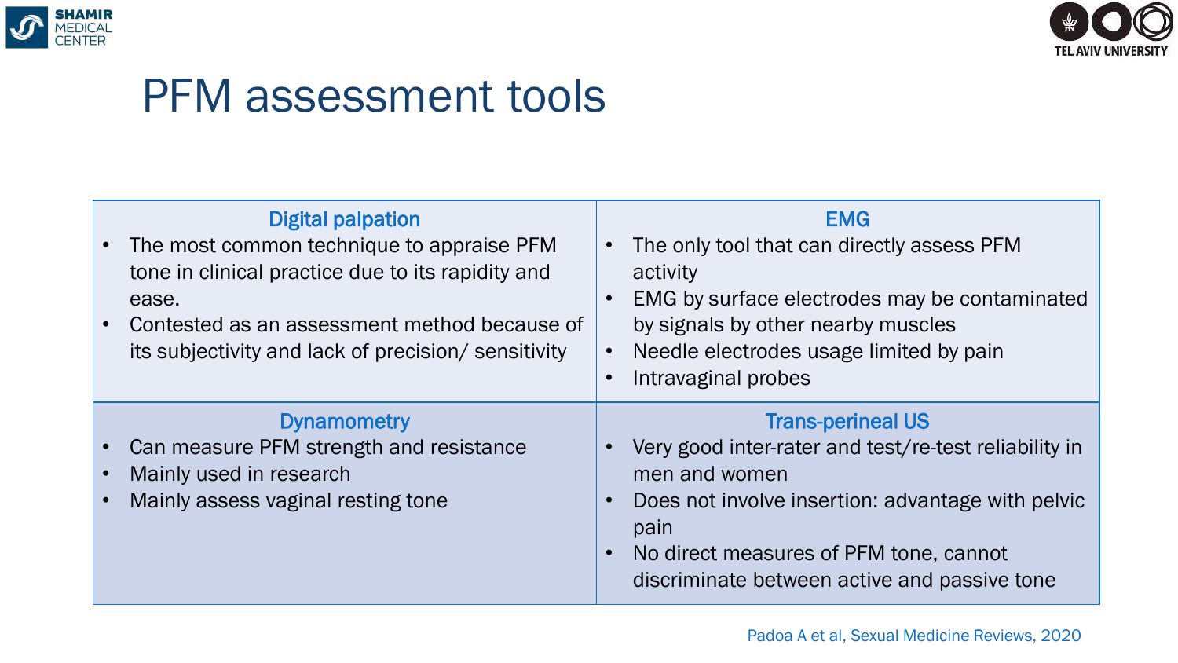# PFM assessment tools

| Digital palpation | EMG |
|---|---|
| • The most common technique to appraise PFM tone in clinical practice due to its rapidity and ease.<br>• Contested as an assessment method because of its subjectivity and lack of precision/ sensitivity | • The only tool that can directly assess PFM activity<br>• EMG by surface electrodes may be contaminated by signals by other nearby muscles<br>• Needle electrodes usage limited by pain<br>• Intravaginal probes |
| **Dynamometry** | **Trans-perineal US** |
| • Can measure PFM strength and resistance<br>• Mainly used in research<br>• Mainly assess vaginal resting tone | • Very good inter-rater and test/re-test reliability in men and women<br>• Does not involve insertion: advantage with pelvic pain<br>• No direct measures of PFM tone, cannot discriminate between active and passive tone |

Padoa A et al, Sexual Medicine Reviews, 2020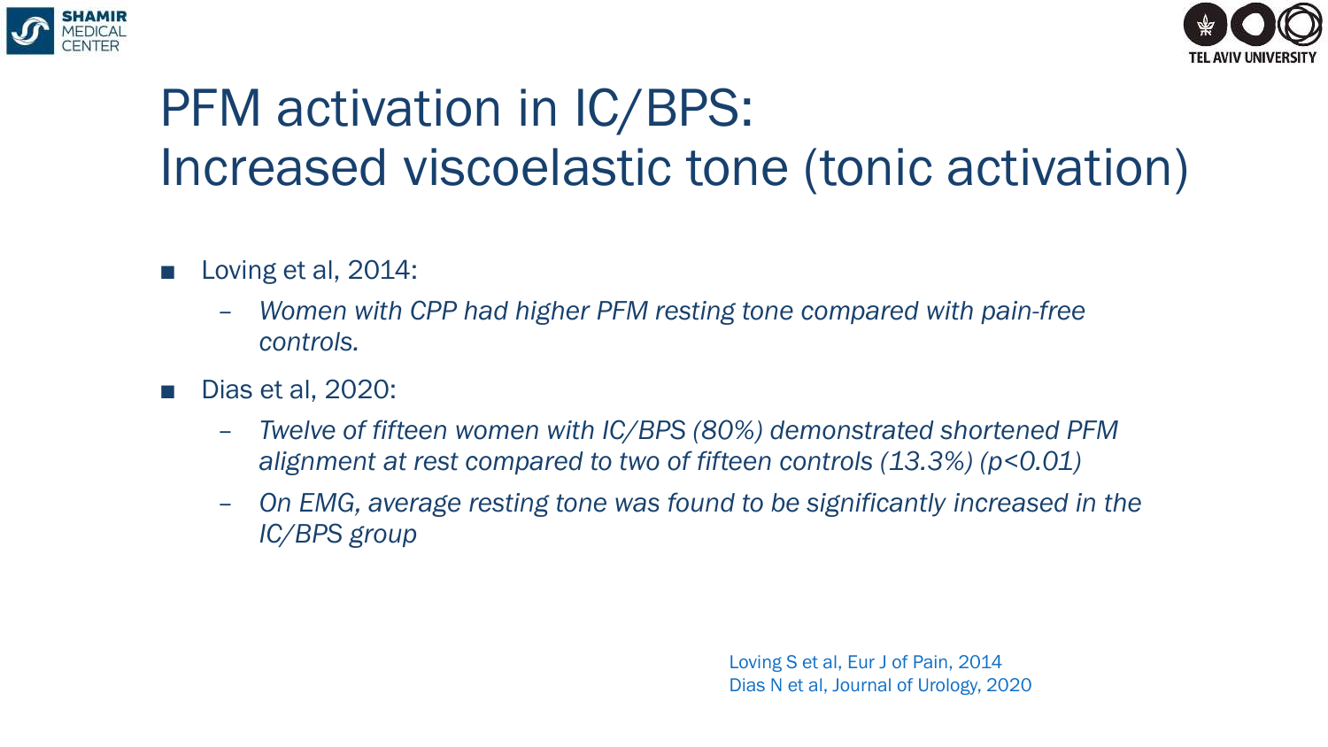# PFM activation in IC/BPS: Increased viscoelastic tone (tonic activation)

- Loving et al, 2014:
  - *Women with CPP had higher PFM resting tone compared with pain-free controls.*
- Dias et al, 2020:
  - *Twelve of fifteen women with IC/BPS (80%) demonstrated shortened PFM alignment at rest compared to two of fifteen controls (13.3%) ($p<0.01$)*
  - *On EMG, average resting tone was found to be significantly increased in the IC/BPS group*

Loving S et al, Eur J of Pain, 2014
Dias N et al, Journal of Urology, 2020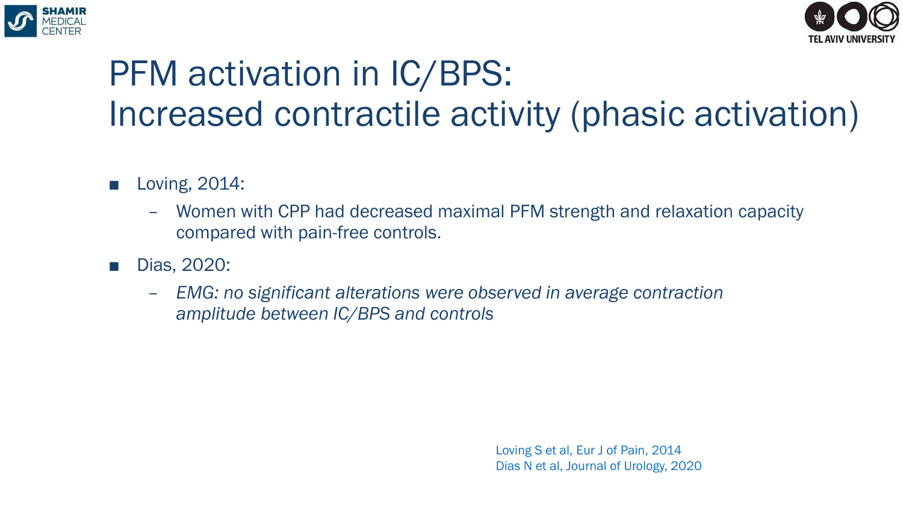# PFM activation in IC/BPS: Increased contractile activity (phasic activation)

- Loving, 2014:
  - Women with CPP had decreased maximal PFM strength and relaxation capacity compared with pain-free controls.
- Dias, 2020:
  - *EMG: no significant alterations were observed in average contraction amplitude between IC/BPS and controls*

Loving S et al, Eur J of Pain, 2014
Dias N et al, Journal of Urology, 2020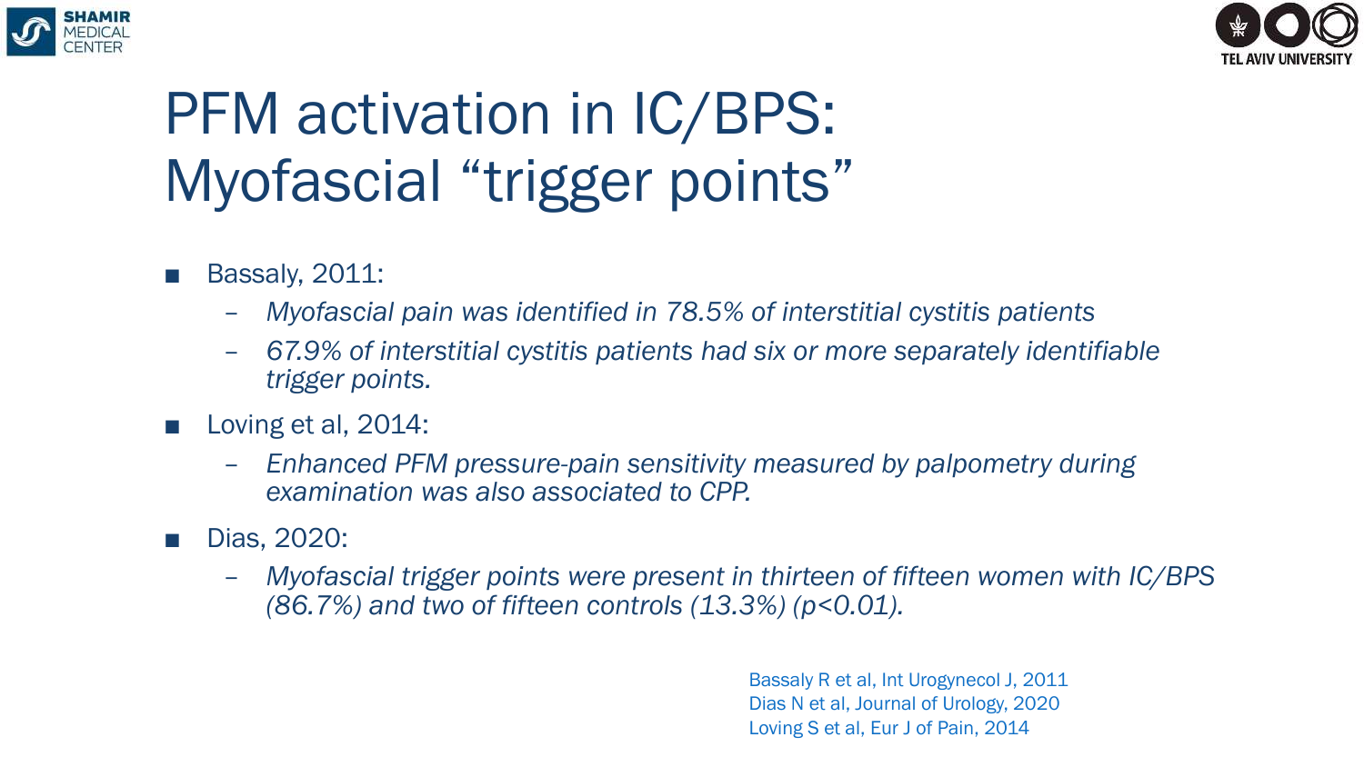# PFM activation in IC/BPS: Myofascial "trigger points"

- Bassaly, 2011:
  - *Myofascial pain was identified in 78.5% of interstitial cystitis patients*
  - *67.9% of interstitial cystitis patients had six or more separately identifiable trigger points.*
- Loving et al, 2014:
  - *Enhanced PFM pressure-pain sensitivity measured by palpometry during examination was also associated to CPP.*
- Dias, 2020:
  - *Myofascial trigger points were present in thirteen of fifteen women with IC/BPS (86.7%) and two of fifteen controls (13.3%) ($p<0.01$).*

Bassaly R et al, Int Urogynecol J, 2011
Dias N et al, Journal of Urology, 2020
Loving S et al, Eur J of Pain, 2014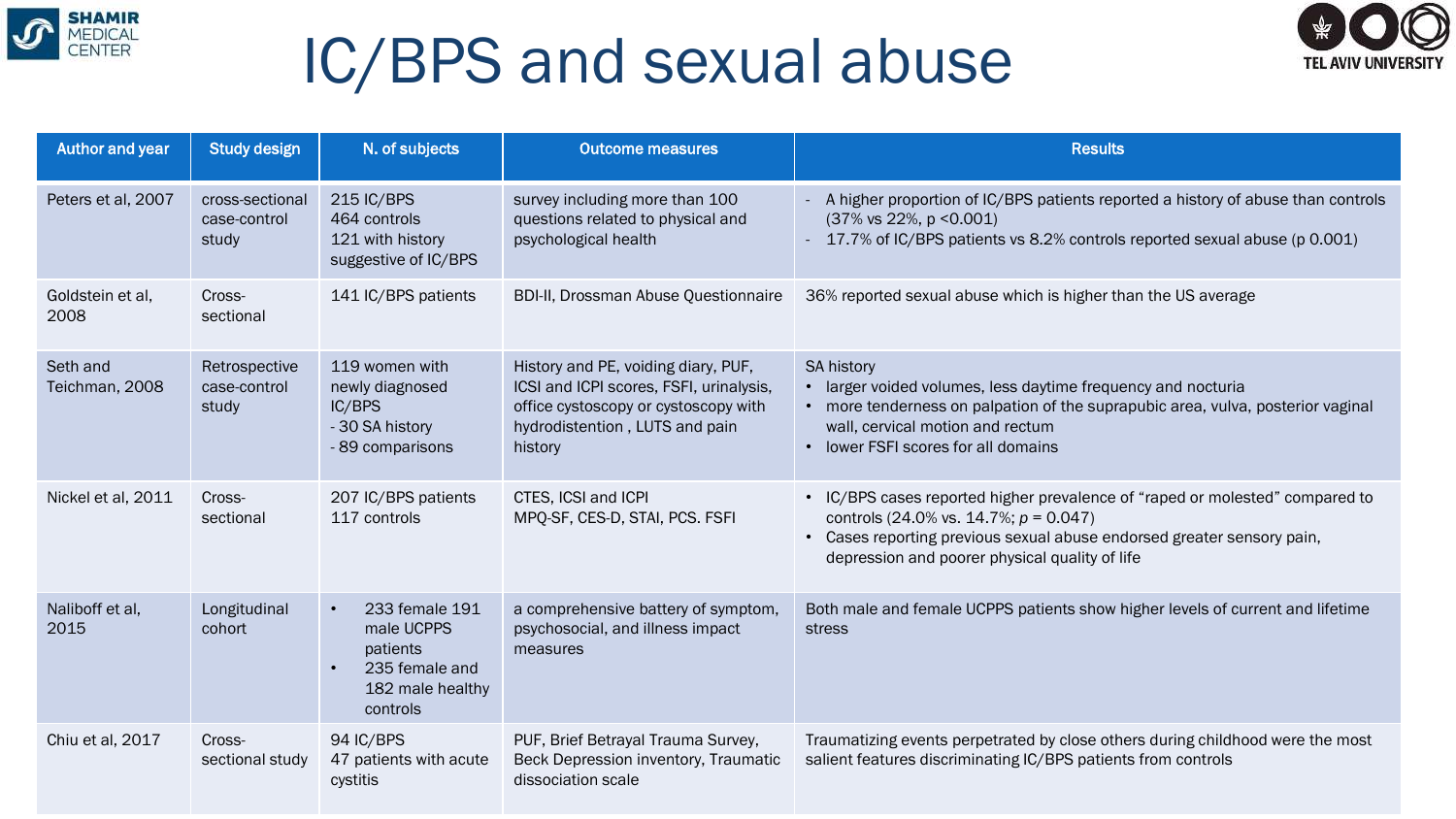# IC/BPS and sexual abuse

| Author and year | Study design | N. of subjects | Outcome measures | Results |
|---|---|---|---|---|
| Peters et al, 2007 | cross-sectional case-control study | 215 IC/BPS<br>464 controls<br>121 with history suggestive of IC/BPS | survey including more than 100 questions related to physical and psychological health | - A higher proportion of IC/BPS patients reported a history of abuse than controls (37% vs 22%, p <0.001)<br>- 17.7% of IC/BPS patients vs 8.2% controls reported sexual abuse (p 0.001) |
| Goldstein et al, 2008 | Cross-sectional | 141 IC/BPS patients | BDI-II, Drossman Abuse Questionnaire | 36% reported sexual abuse which is higher than the US average |
| Seth and Teichman, 2008 | Retrospective case-control study | 119 women with newly diagnosed IC/BPS<br>- 30 SA history<br>- 89 comparisons | History and PE, voiding diary, PUF, ICSI and ICPI scores, FSFI, urinalysis, office cystoscopy or cystoscopy with hydrodistention , LUTS and pain history | SA history<br>• larger voided volumes, less daytime frequency and nocturia<br>• more tenderness on palpation of the suprapubic area, vulva, posterior vaginal wall, cervical motion and rectum<br>• lower FSFI scores for all domains |
| Nickel et al, 2011 | Cross-sectional | 207 IC/BPS patients<br>117 controls | CTES, ICSI and ICPI<br>MPQ-SF, CES-D, STAI, PCS. FSFI | • IC/BPS cases reported higher prevalence of "raped or molested" compared to controls (24.0% vs. 14.7%; *p* = 0.047)<br>• Cases reporting previous sexual abuse endorsed greater sensory pain, depression and poorer physical quality of life |
| Naliboff et al, 2015 | Longitudinal cohort | • 233 female 191 male UCPPS patients<br>• 235 female and 182 male healthy controls | a comprehensive battery of symptom, psychosocial, and illness impact measures | Both male and female UCPPS patients show higher levels of current and lifetime stress |
| Chiu et al, 2017 | Cross-sectional study | 94 IC/BPS<br>47 patients with acute cystitis | PUF, Brief Betrayal Trauma Survey, Beck Depression inventory, Traumatic dissociation scale | Traumatizing events perpetrated by close others during childhood were the most salient features discriminating IC/BPS patients from controls |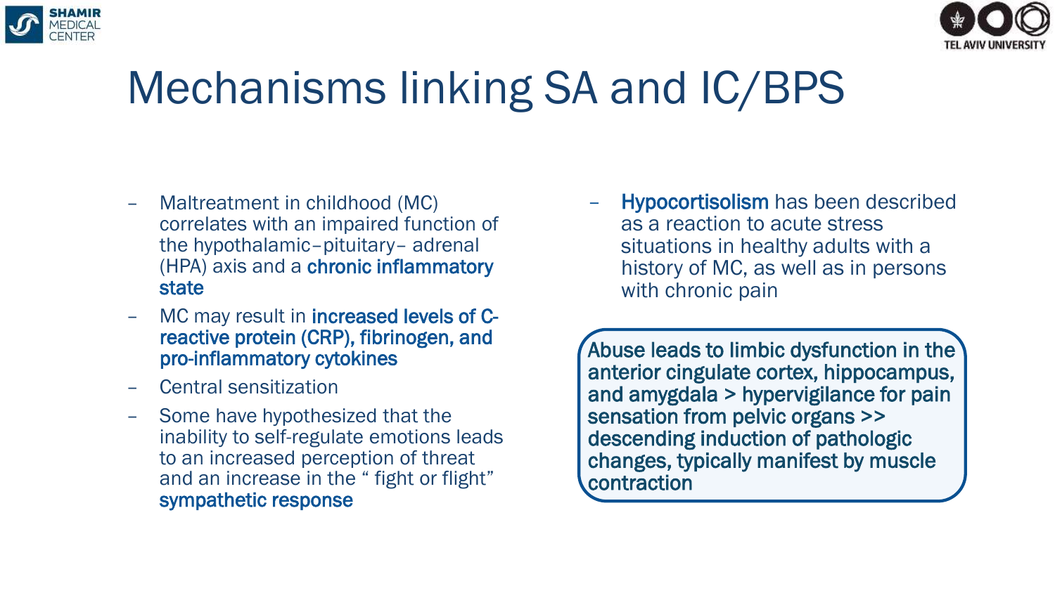# Mechanisms linking SA and IC/BPS

- Maltreatment in childhood (MC) correlates with an impaired function of the hypothalamic–pituitary– adrenal (HPA) axis and a **chronic inflammatory state**
- MC may result in **increased levels of C-reactive protein (CRP), fibrinogen, and pro-inflammatory cytokines**
- Central sensitization
- Some have hypothesized that the inability to self-regulate emotions leads to an increased perception of threat and an increase in the " fight or flight" **sympathetic response**

- **Hypocortisolism** has been described as a reaction to acute stress situations in healthy adults with a history of MC, as well as in persons with chronic pain

**Abuse leads to limbic dysfunction in the anterior cingulate cortex, hippocampus, and amygdala > hypervigilance for pain sensation from pelvic organs >> descending induction of pathologic changes, typically manifest by muscle contraction**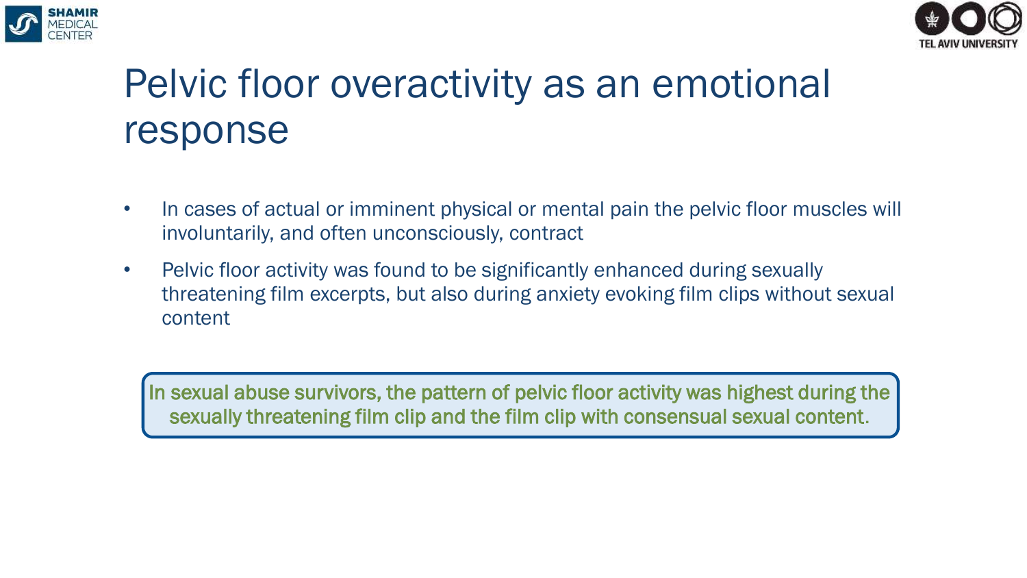# Pelvic floor overactivity as an emotional response

- In cases of actual or imminent physical or mental pain the pelvic floor muscles will involuntarily, and often unconsciously, contract
- Pelvic floor activity was found to be significantly enhanced during sexually threatening film excerpts, but also during anxiety evoking film clips without sexual content

In sexual abuse survivors, the pattern of pelvic floor activity was highest during the sexually threatening film clip and the film clip with consensual sexual content.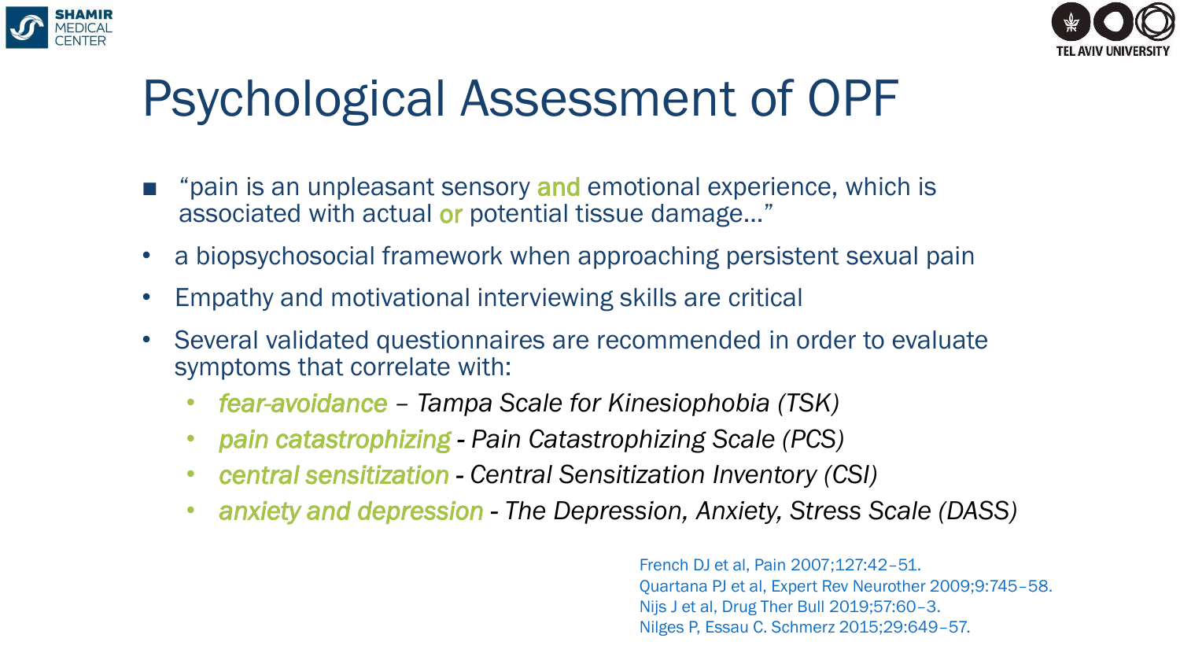# Psychological Assessment of OPF

- "pain is an unpleasant sensory and emotional experience, which is associated with actual or potential tissue damage…"
- a biopsychosocial framework when approaching persistent sexual pain
- Empathy and motivational interviewing skills are critical
- Several validated questionnaires are recommended in order to evaluate symptoms that correlate with:
  - *fear-avoidance – Tampa Scale for Kinesiophobia (TSK)*
  - *pain catastrophizing - Pain Catastrophizing Scale (PCS)*
  - *central sensitization - Central Sensitization Inventory (CSI)*
  - *anxiety and depression - The Depression, Anxiety, Stress Scale (DASS)*

French DJ et al, Pain 2007;127:42–51.
Quartana PJ et al, Expert Rev Neurother 2009;9:745–58.
Nijs J et al, Drug Ther Bull 2019;57:60–3.
Nilges P, Essau C. Schmerz 2015;29:649–57.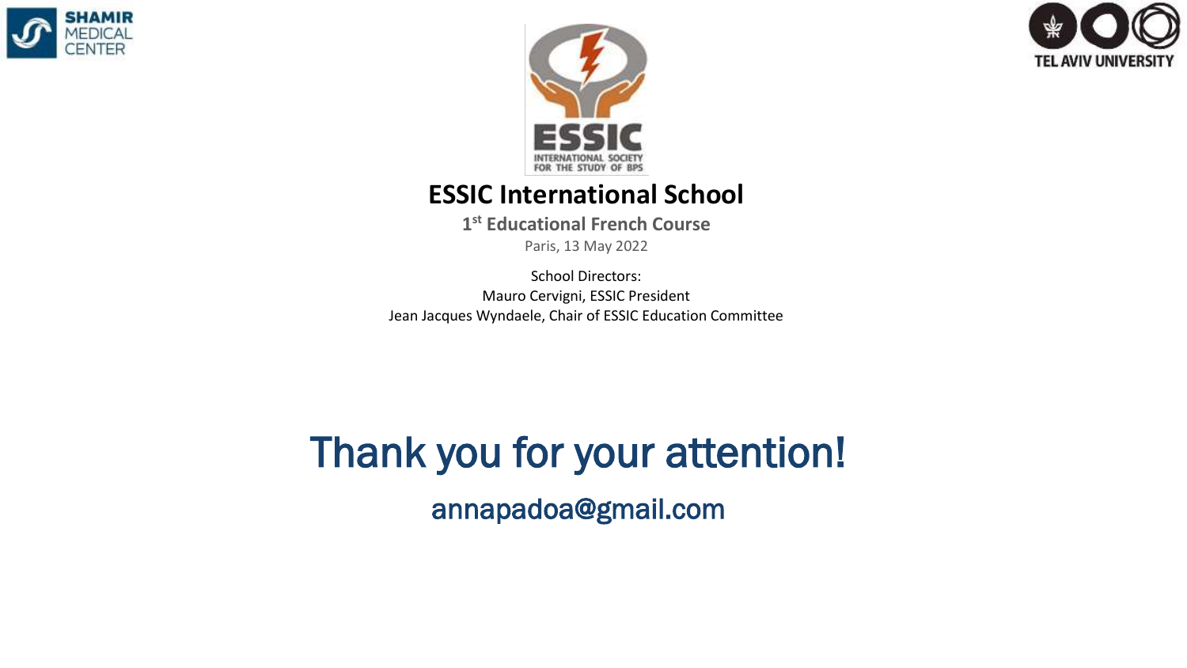SHAMIR MEDICAL CENTER

ESSIC INTERNATIONAL SOCIETY FOR THE STUDY OF BPS

TEL AVIV UNIVERSITY

## ESSIC International School

**1st Educational French Course**

Paris, 13 May 2022

School Directors:
Mauro Cervigni, ESSIC President
Jean Jacques Wyndaele, Chair of ESSIC Education Committee

# Thank you for your attention!

annapadoa@gmail.com